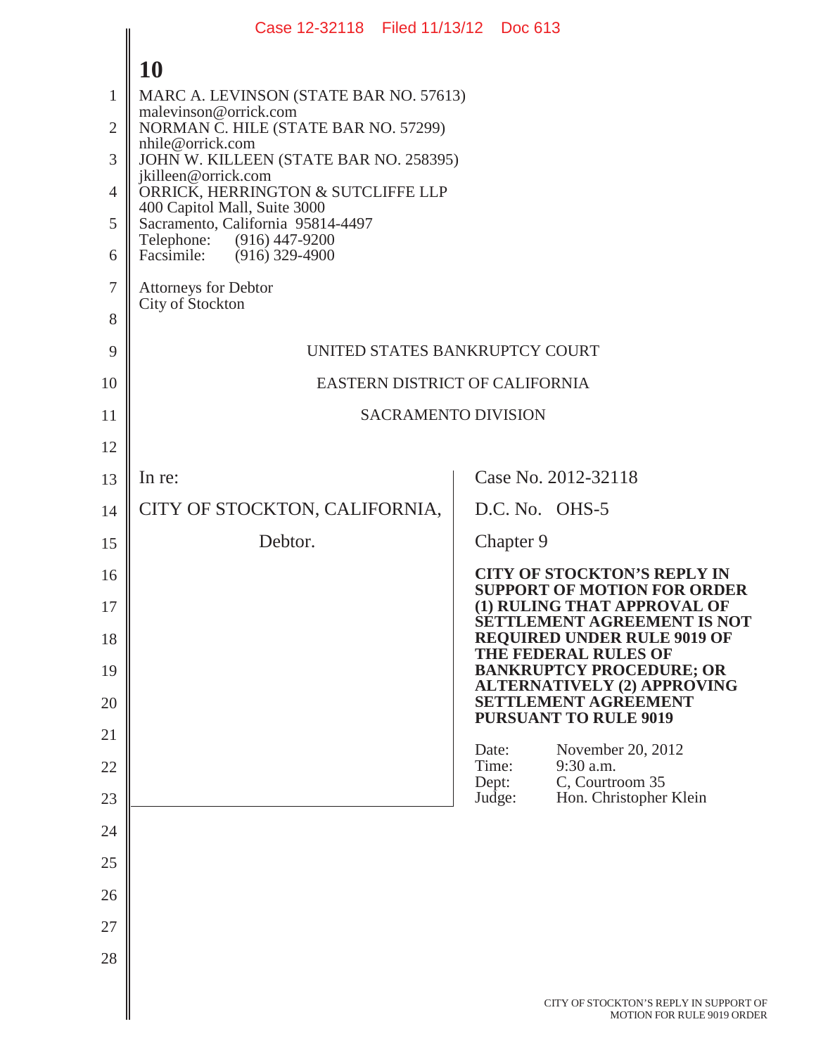**10**

MARC A. LEVINSON (STATE BAR NO. 57613)
malevinson@orrick.com
NORMAN C. HILE (STATE BAR NO. 57299)
nhile@orrick.com
JOHN W. KILLEEN (STATE BAR NO. 258395)
jkilleen@orrick.com
ORRICK, HERRINGTON & SUTCLIFFE LLP
400 Capitol Mall, Suite 3000
Sacramento, California 95814-4497
Telephone: (916) 447-9200
Facsimile: (916) 329-4900

Attorneys for Debtor
City of Stockton

UNITED STATES BANKRUPTCY COURT

EASTERN DISTRICT OF CALIFORNIA

SACRAMENTO DIVISION

| | |
|---|---|
| In re:<br><br>CITY OF STOCKTON, CALIFORNIA,<br><br>Debtor. | Case No. 2012-32118<br><br>D.C. No. OHS-5<br><br>Chapter 9<br><br>**CITY OF STOCKTON'S REPLY IN SUPPORT OF MOTION FOR ORDER (1) RULING THAT APPROVAL OF SETTLEMENT AGREEMENT IS NOT REQUIRED UNDER RULE 9019 OF THE FEDERAL RULES OF BANKRUPTCY PROCEDURE; OR ALTERNATIVELY (2) APPROVING SETTLEMENT AGREEMENT PURSUANT TO RULE 9019**<br><br>Date: November 20, 2012<br>Time: 9:30 a.m.<br>Dept: C, Courtroom 35<br>Judge: Hon. Christopher Klein |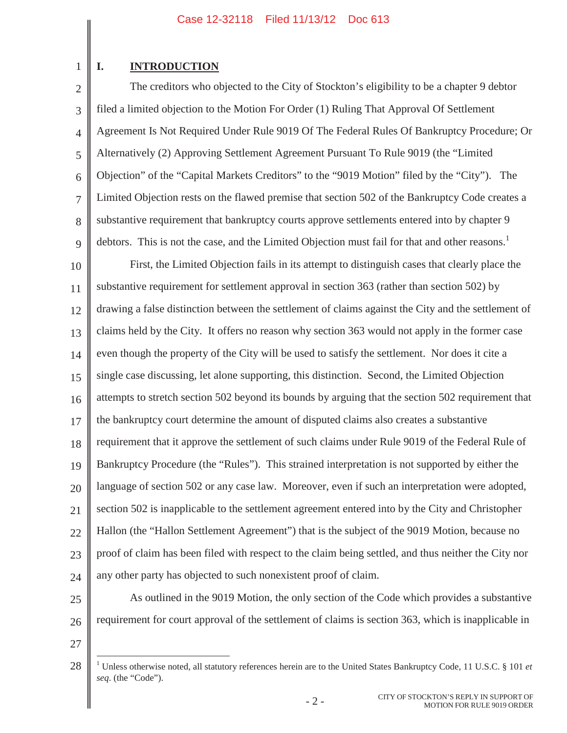## I. INTRODUCTION

The creditors who objected to the City of Stockton's eligibility to be a chapter 9 debtor filed a limited objection to the Motion For Order (1) Ruling That Approval Of Settlement Agreement Is Not Required Under Rule 9019 Of The Federal Rules Of Bankruptcy Procedure; Or Alternatively (2) Approving Settlement Agreement Pursuant To Rule 9019 (the "Limited Objection" of the "Capital Markets Creditors" to the "9019 Motion" filed by the "City"). The Limited Objection rests on the flawed premise that section 502 of the Bankruptcy Code creates a substantive requirement that bankruptcy courts approve settlements entered into by chapter 9 debtors. This is not the case, and the Limited Objection must fail for that and other reasons.[1]

First, the Limited Objection fails in its attempt to distinguish cases that clearly place the substantive requirement for settlement approval in section 363 (rather than section 502) by drawing a false distinction between the settlement of claims against the City and the settlement of claims held by the City. It offers no reason why section 363 would not apply in the former case even though the property of the City will be used to satisfy the settlement. Nor does it cite a single case discussing, let alone supporting, this distinction. Second, the Limited Objection attempts to stretch section 502 beyond its bounds by arguing that the section 502 requirement that the bankruptcy court determine the amount of disputed claims also creates a substantive requirement that it approve the settlement of such claims under Rule 9019 of the Federal Rule of Bankruptcy Procedure (the "Rules"). This strained interpretation is not supported by either the language of section 502 or any case law. Moreover, even if such an interpretation were adopted, section 502 is inapplicable to the settlement agreement entered into by the City and Christopher Hallon (the "Hallon Settlement Agreement") that is the subject of the 9019 Motion, because no proof of claim has been filed with respect to the claim being settled, and thus neither the City nor any other party has objected to such nonexistent proof of claim.

As outlined in the 9019 Motion, the only section of the Code which provides a substantive requirement for court approval of the settlement of claims is section 363, which is inapplicable in

---

[1] Unless otherwise noted, all statutory references herein are to the United States Bankruptcy Code, 11 U.S.C. § 101 *et seq*. (the "Code").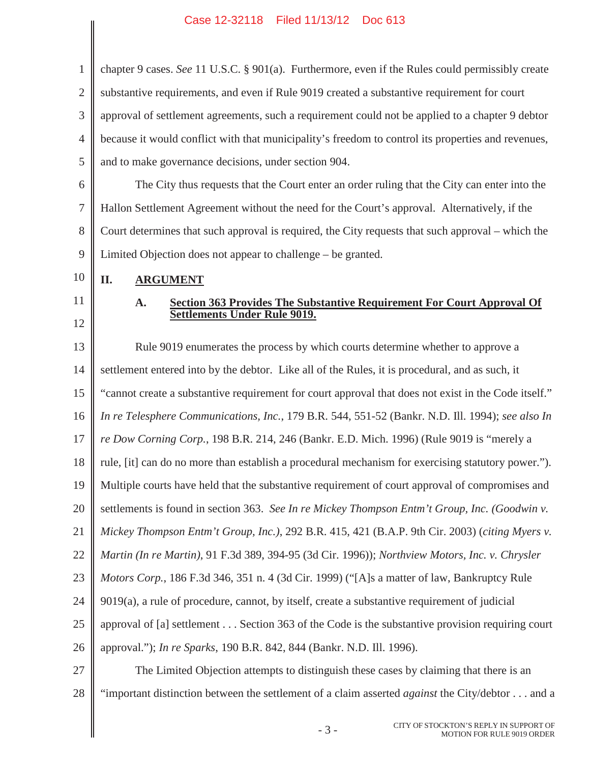chapter 9 cases. *See* 11 U.S.C. § 901(a). Furthermore, even if the Rules could permissibly create substantive requirements, and even if Rule 9019 created a substantive requirement for court approval of settlement agreements, such a requirement could not be applied to a chapter 9 debtor because it would conflict with that municipality's freedom to control its properties and revenues, and to make governance decisions, under section 904.

The City thus requests that the Court enter an order ruling that the City can enter into the Hallon Settlement Agreement without the need for the Court's approval. Alternatively, if the Court determines that such approval is required, the City requests that such approval – which the Limited Objection does not appear to challenge – be granted.

## II. ARGUMENT

### A. Section 363 Provides The Substantive Requirement For Court Approval Of Settlements Under Rule 9019.

Rule 9019 enumerates the process by which courts determine whether to approve a settlement entered into by the debtor. Like all of the Rules, it is procedural, and as such, it "cannot create a substantive requirement for court approval that does not exist in the Code itself." *In re Telesphere Communications, Inc.*, 179 B.R. 544, 551-52 (Bankr. N.D. Ill. 1994); *see also In re Dow Corning Corp.*, 198 B.R. 214, 246 (Bankr. E.D. Mich. 1996) (Rule 9019 is "merely a rule, [it] can do no more than establish a procedural mechanism for exercising statutory power."). Multiple courts have held that the substantive requirement of court approval of compromises and settlements is found in section 363. *See In re Mickey Thompson Entm't Group, Inc. (Goodwin v. Mickey Thompson Entm't Group, Inc.)*, 292 B.R. 415, 421 (B.A.P. 9th Cir. 2003) (*citing Myers v. Martin (In re Martin)*, 91 F.3d 389, 394-95 (3d Cir. 1996)); *Northview Motors, Inc. v. Chrysler Motors Corp.*, 186 F.3d 346, 351 n. 4 (3d Cir. 1999) ("[A]s a matter of law, Bankruptcy Rule 9019(a), a rule of procedure, cannot, by itself, create a substantive requirement of judicial approval of [a] settlement . . . Section 363 of the Code is the substantive provision requiring court approval."); *In re Sparks*, 190 B.R. 842, 844 (Bankr. N.D. Ill. 1996).

The Limited Objection attempts to distinguish these cases by claiming that there is an "important distinction between the settlement of a claim asserted *against* the City/debtor . . . and a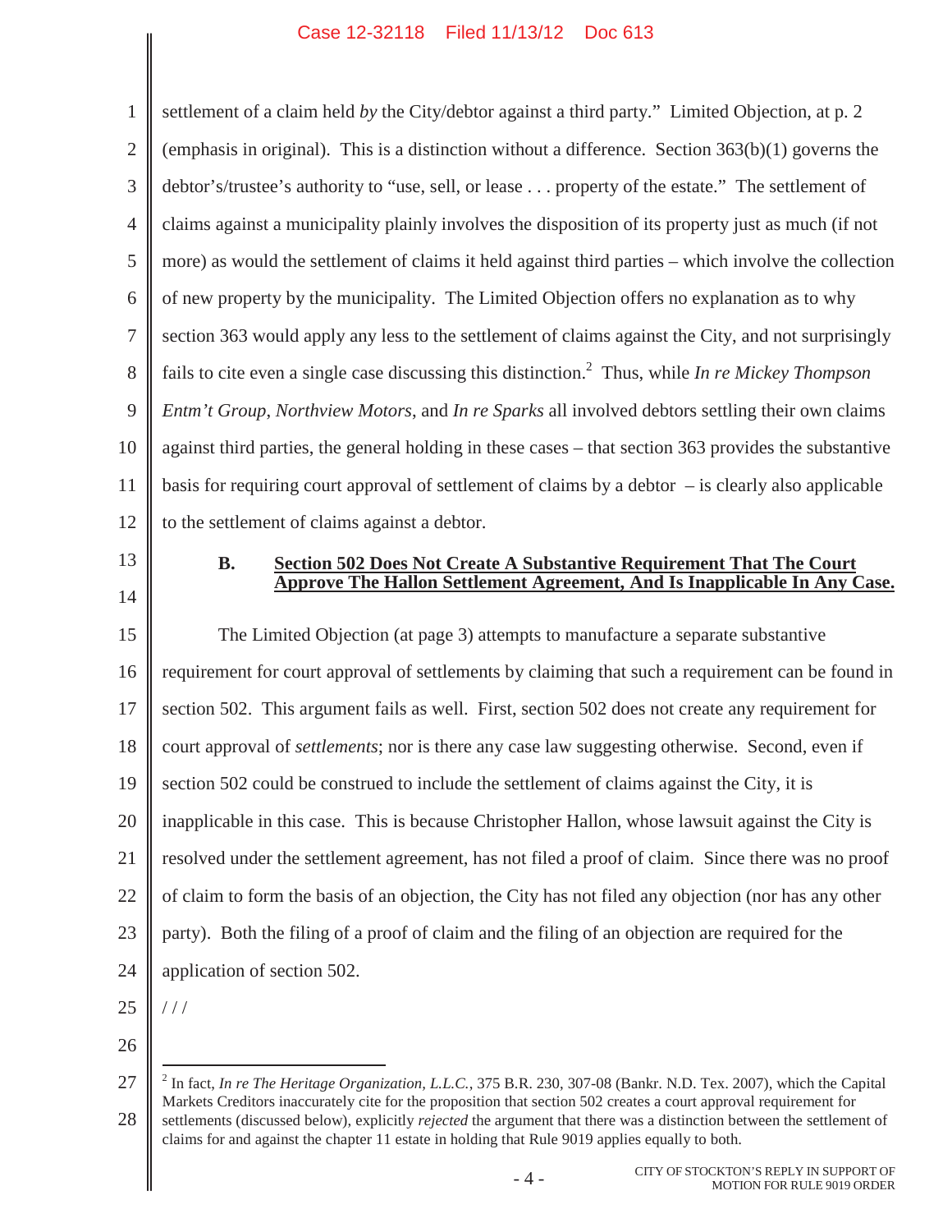settlement of a claim held *by* the City/debtor against a third party." Limited Objection, at p. 2 (emphasis in original). This is a distinction without a difference. Section 363(b)(1) governs the debtor's/trustee's authority to "use, sell, or lease . . . property of the estate." The settlement of claims against a municipality plainly involves the disposition of its property just as much (if not more) as would the settlement of claims it held against third parties – which involve the collection of new property by the municipality. The Limited Objection offers no explanation as to why section 363 would apply any less to the settlement of claims against the City, and not surprisingly fails to cite even a single case discussing this distinction.[2] Thus, while *In re Mickey Thompson Entm't Group*, *Northview Motors*, and *In re Sparks* all involved debtors settling their own claims against third parties, the general holding in these cases – that section 363 provides the substantive basis for requiring court approval of settlement of claims by a debtor – is clearly also applicable to the settlement of claims against a debtor.

### B. Section 502 Does Not Create A Substantive Requirement That The Court Approve The Hallon Settlement Agreement, And Is Inapplicable In Any Case.

The Limited Objection (at page 3) attempts to manufacture a separate substantive requirement for court approval of settlements by claiming that such a requirement can be found in section 502. This argument fails as well. First, section 502 does not create any requirement for court approval of *settlements*; nor is there any case law suggesting otherwise. Second, even if section 502 could be construed to include the settlement of claims against the City, it is inapplicable in this case. This is because Christopher Hallon, whose lawsuit against the City is resolved under the settlement agreement, has not filed a proof of claim. Since there was no proof of claim to form the basis of an objection, the City has not filed any objection (nor has any other party). Both the filing of a proof of claim and the filing of an objection are required for the application of section 502.

/ / /

[2] In fact, *In re The Heritage Organization, L.L.C.*, 375 B.R. 230, 307-08 (Bankr. N.D. Tex. 2007), which the Capital Markets Creditors inaccurately cite for the proposition that section 502 creates a court approval requirement for settlements (discussed below), explicitly *rejected* the argument that there was a distinction between the settlement of claims for and against the chapter 11 estate in holding that Rule 9019 applies equally to both.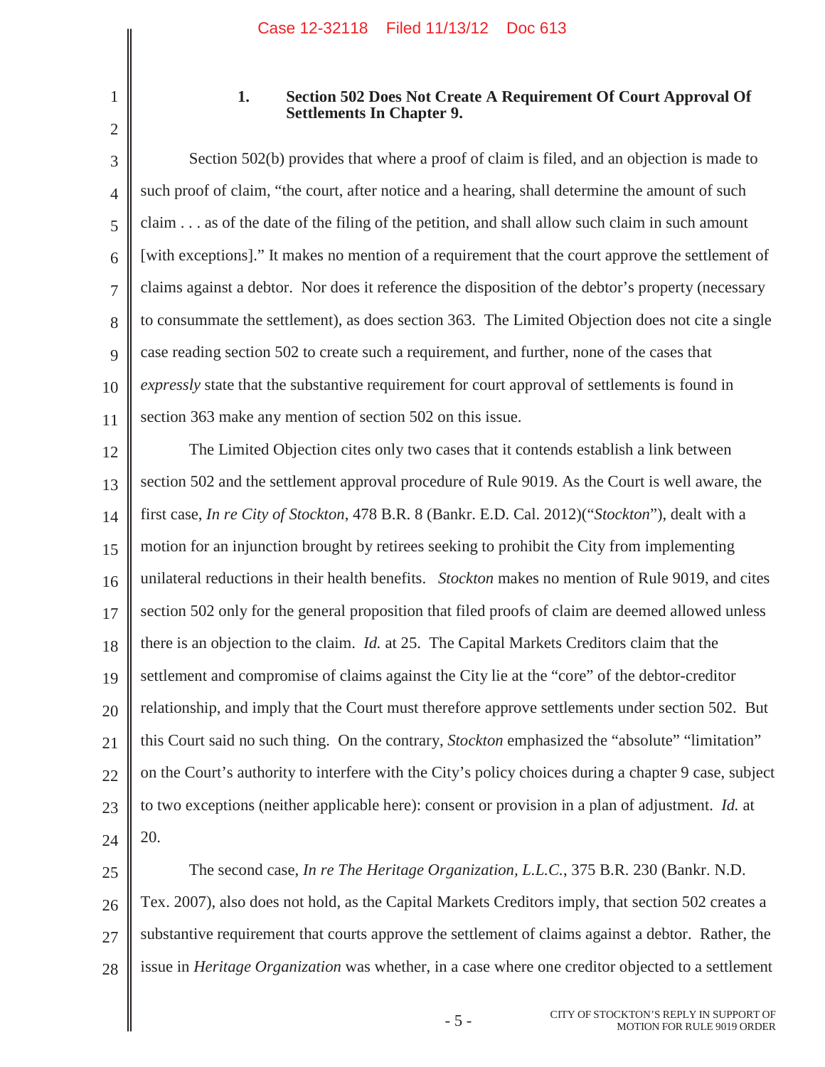### 1. Section 502 Does Not Create A Requirement Of Court Approval Of Settlements In Chapter 9.

Section 502(b) provides that where a proof of claim is filed, and an objection is made to such proof of claim, "the court, after notice and a hearing, shall determine the amount of such claim . . . as of the date of the filing of the petition, and shall allow such claim in such amount [with exceptions]." It makes no mention of a requirement that the court approve the settlement of claims against a debtor. Nor does it reference the disposition of the debtor's property (necessary to consummate the settlement), as does section 363. The Limited Objection does not cite a single case reading section 502 to create such a requirement, and further, none of the cases that *expressly* state that the substantive requirement for court approval of settlements is found in section 363 make any mention of section 502 on this issue.

The Limited Objection cites only two cases that it contends establish a link between section 502 and the settlement approval procedure of Rule 9019. As the Court is well aware, the first case, *In re City of Stockton*, 478 B.R. 8 (Bankr. E.D. Cal. 2012)("*Stockton*"), dealt with a motion for an injunction brought by retirees seeking to prohibit the City from implementing unilateral reductions in their health benefits. *Stockton* makes no mention of Rule 9019, and cites section 502 only for the general proposition that filed proofs of claim are deemed allowed unless there is an objection to the claim. *Id.* at 25. The Capital Markets Creditors claim that the settlement and compromise of claims against the City lie at the "core" of the debtor-creditor relationship, and imply that the Court must therefore approve settlements under section 502. But this Court said no such thing. On the contrary, *Stockton* emphasized the "absolute" "limitation" on the Court's authority to interfere with the City's policy choices during a chapter 9 case, subject to two exceptions (neither applicable here): consent or provision in a plan of adjustment. *Id.* at 20.

The second case, *In re The Heritage Organization, L.L.C.*, 375 B.R. 230 (Bankr. N.D. Tex. 2007), also does not hold, as the Capital Markets Creditors imply, that section 502 creates a substantive requirement that courts approve the settlement of claims against a debtor. Rather, the issue in *Heritage Organization* was whether, in a case where one creditor objected to a settlement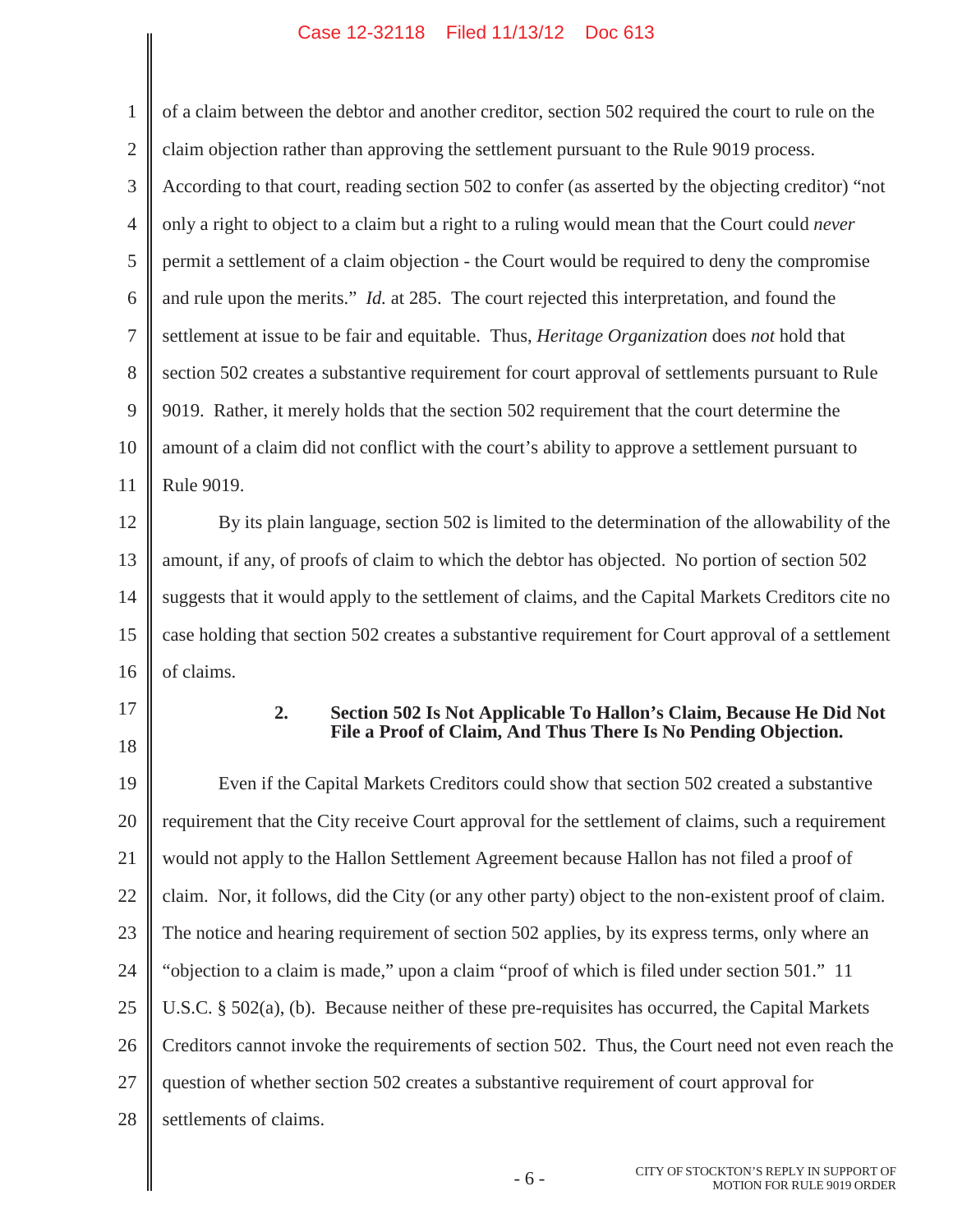of a claim between the debtor and another creditor, section 502 required the court to rule on the claim objection rather than approving the settlement pursuant to the Rule 9019 process. According to that court, reading section 502 to confer (as asserted by the objecting creditor) "not only a right to object to a claim but a right to a ruling would mean that the Court could *never* permit a settlement of a claim objection - the Court would be required to deny the compromise and rule upon the merits." *Id.* at 285. The court rejected this interpretation, and found the settlement at issue to be fair and equitable. Thus, *Heritage Organization* does *not* hold that section 502 creates a substantive requirement for court approval of settlements pursuant to Rule 9019. Rather, it merely holds that the section 502 requirement that the court determine the amount of a claim did not conflict with the court's ability to approve a settlement pursuant to Rule 9019.

By its plain language, section 502 is limited to the determination of the allowability of the amount, if any, of proofs of claim to which the debtor has objected. No portion of section 502 suggests that it would apply to the settlement of claims, and the Capital Markets Creditors cite no case holding that section 502 creates a substantive requirement for Court approval of a settlement of claims.

### 2. Section 502 Is Not Applicable To Hallon's Claim, Because He Did Not File a Proof of Claim, And Thus There Is No Pending Objection.

Even if the Capital Markets Creditors could show that section 502 created a substantive requirement that the City receive Court approval for the settlement of claims, such a requirement would not apply to the Hallon Settlement Agreement because Hallon has not filed a proof of claim. Nor, it follows, did the City (or any other party) object to the non-existent proof of claim. The notice and hearing requirement of section 502 applies, by its express terms, only where an "objection to a claim is made," upon a claim "proof of which is filed under section 501." 11 U.S.C. § 502(a), (b). Because neither of these pre-requisites has occurred, the Capital Markets Creditors cannot invoke the requirements of section 502. Thus, the Court need not even reach the question of whether section 502 creates a substantive requirement of court approval for settlements of claims.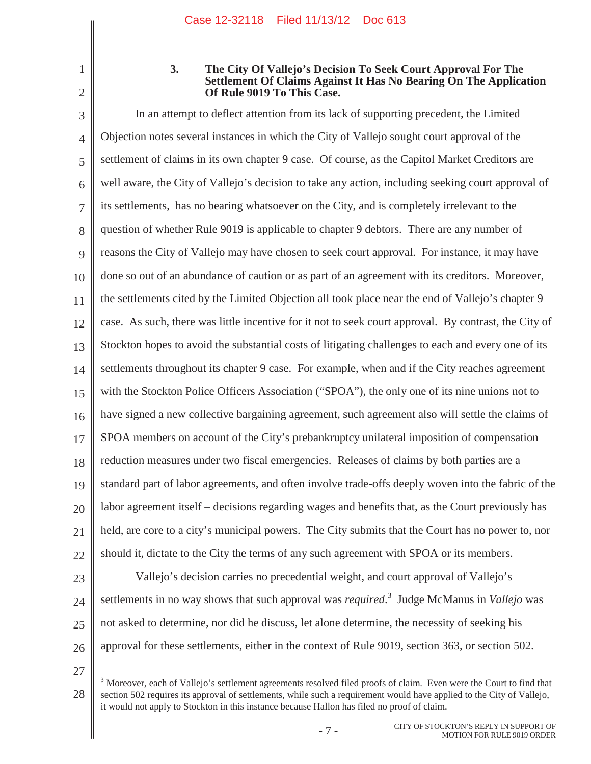### 3. The City Of Vallejo's Decision To Seek Court Approval For The Settlement Of Claims Against It Has No Bearing On The Application Of Rule 9019 To This Case.

In an attempt to deflect attention from its lack of supporting precedent, the Limited Objection notes several instances in which the City of Vallejo sought court approval of the settlement of claims in its own chapter 9 case. Of course, as the Capitol Market Creditors are well aware, the City of Vallejo's decision to take any action, including seeking court approval of its settlements, has no bearing whatsoever on the City, and is completely irrelevant to the question of whether Rule 9019 is applicable to chapter 9 debtors. There are any number of reasons the City of Vallejo may have chosen to seek court approval. For instance, it may have done so out of an abundance of caution or as part of an agreement with its creditors. Moreover, the settlements cited by the Limited Objection all took place near the end of Vallejo's chapter 9 case. As such, there was little incentive for it not to seek court approval. By contrast, the City of Stockton hopes to avoid the substantial costs of litigating challenges to each and every one of its settlements throughout its chapter 9 case. For example, when and if the City reaches agreement with the Stockton Police Officers Association ("SPOA"), the only one of its nine unions not to have signed a new collective bargaining agreement, such agreement also will settle the claims of SPOA members on account of the City's prebankruptcy unilateral imposition of compensation reduction measures under two fiscal emergencies. Releases of claims by both parties are a standard part of labor agreements, and often involve trade-offs deeply woven into the fabric of the labor agreement itself – decisions regarding wages and benefits that, as the Court previously has held, are core to a city's municipal powers. The City submits that the Court has no power to, nor should it, dictate to the City the terms of any such agreement with SPOA or its members.

Vallejo's decision carries no precedential weight, and court approval of Vallejo's settlements in no way shows that such approval was *required*.[3] Judge McManus in *Vallejo* was not asked to determine, nor did he discuss, let alone determine, the necessity of seeking his approval for these settlements, either in the context of Rule 9019, section 363, or section 502.

[3] Moreover, each of Vallejo's settlement agreements resolved filed proofs of claim. Even were the Court to find that section 502 requires its approval of settlements, while such a requirement would have applied to the City of Vallejo, it would not apply to Stockton in this instance because Hallon has filed no proof of claim.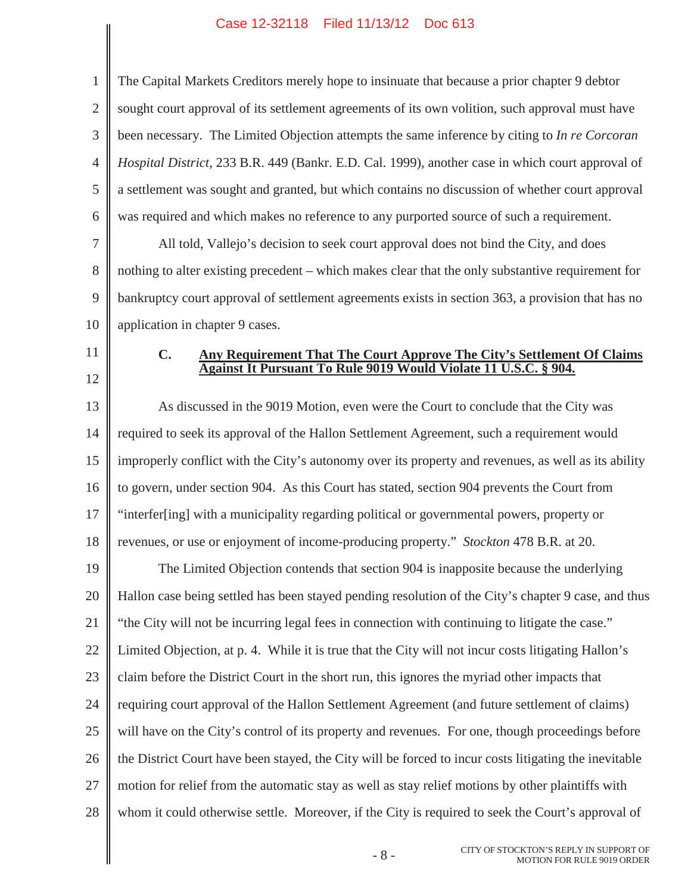The Capital Markets Creditors merely hope to insinuate that because a prior chapter 9 debtor sought court approval of its settlement agreements of its own volition, such approval must have been necessary. The Limited Objection attempts the same inference by citing to *In re Corcoran Hospital District*, 233 B.R. 449 (Bankr. E.D. Cal. 1999), another case in which court approval of a settlement was sought and granted, but which contains no discussion of whether court approval was required and which makes no reference to any purported source of such a requirement.

All told, Vallejo's decision to seek court approval does not bind the City, and does nothing to alter existing precedent – which makes clear that the only substantive requirement for bankruptcy court approval of settlement agreements exists in section 363, a provision that has no application in chapter 9 cases.

### C. Any Requirement That The Court Approve The City's Settlement Of Claims Against It Pursuant To Rule 9019 Would Violate 11 U.S.C. § 904.

As discussed in the 9019 Motion, even were the Court to conclude that the City was required to seek its approval of the Hallon Settlement Agreement, such a requirement would improperly conflict with the City's autonomy over its property and revenues, as well as its ability to govern, under section 904. As this Court has stated, section 904 prevents the Court from "interfer[ing] with a municipality regarding political or governmental powers, property or revenues, or use or enjoyment of income-producing property." *Stockton* 478 B.R. at 20.

The Limited Objection contends that section 904 is inapposite because the underlying Hallon case being settled has been stayed pending resolution of the City's chapter 9 case, and thus "the City will not be incurring legal fees in connection with continuing to litigate the case." Limited Objection, at p. 4. While it is true that the City will not incur costs litigating Hallon's claim before the District Court in the short run, this ignores the myriad other impacts that requiring court approval of the Hallon Settlement Agreement (and future settlement of claims) will have on the City's control of its property and revenues. For one, though proceedings before the District Court have been stayed, the City will be forced to incur costs litigating the inevitable motion for relief from the automatic stay as well as stay relief motions by other plaintiffs with whom it could otherwise settle. Moreover, if the City is required to seek the Court's approval of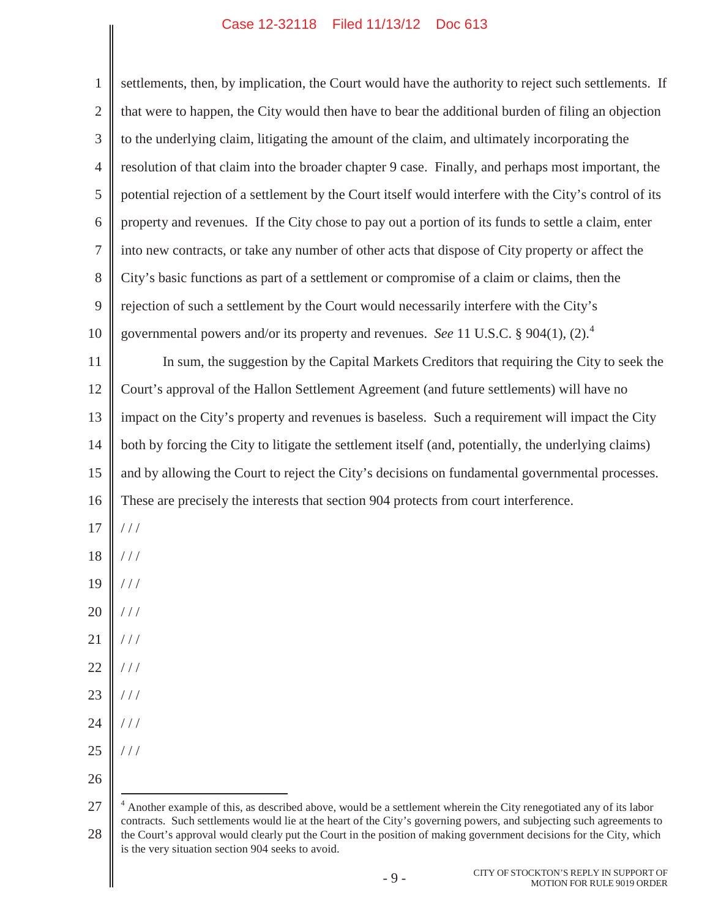settlements, then, by implication, the Court would have the authority to reject such settlements. If that were to happen, the City would then have to bear the additional burden of filing an objection to the underlying claim, litigating the amount of the claim, and ultimately incorporating the resolution of that claim into the broader chapter 9 case. Finally, and perhaps most important, the potential rejection of a settlement by the Court itself would interfere with the City's control of its property and revenues. If the City chose to pay out a portion of its funds to settle a claim, enter into new contracts, or take any number of other acts that dispose of City property or affect the City's basic functions as part of a settlement or compromise of a claim or claims, then the rejection of such a settlement by the Court would necessarily interfere with the City's governmental powers and/or its property and revenues. *See* 11 U.S.C. § 904(1), (2).[4]

In sum, the suggestion by the Capital Markets Creditors that requiring the City to seek the Court's approval of the Hallon Settlement Agreement (and future settlements) will have no impact on the City's property and revenues is baseless. Such a requirement will impact the City both by forcing the City to litigate the settlement itself (and, potentially, the underlying claims) and by allowing the Court to reject the City's decisions on fundamental governmental processes. These are precisely the interests that section 904 protects from court interference.

/ / /

/ / /

/ / /

/ / /

/ / /

/ / /

/ / /

/ / /

/ / /

---

[4] Another example of this, as described above, would be a settlement wherein the City renegotiated any of its labor contracts. Such settlements would lie at the heart of the City's governing powers, and subjecting such agreements to the Court's approval would clearly put the Court in the position of making government decisions for the City, which is the very situation section 904 seeks to avoid.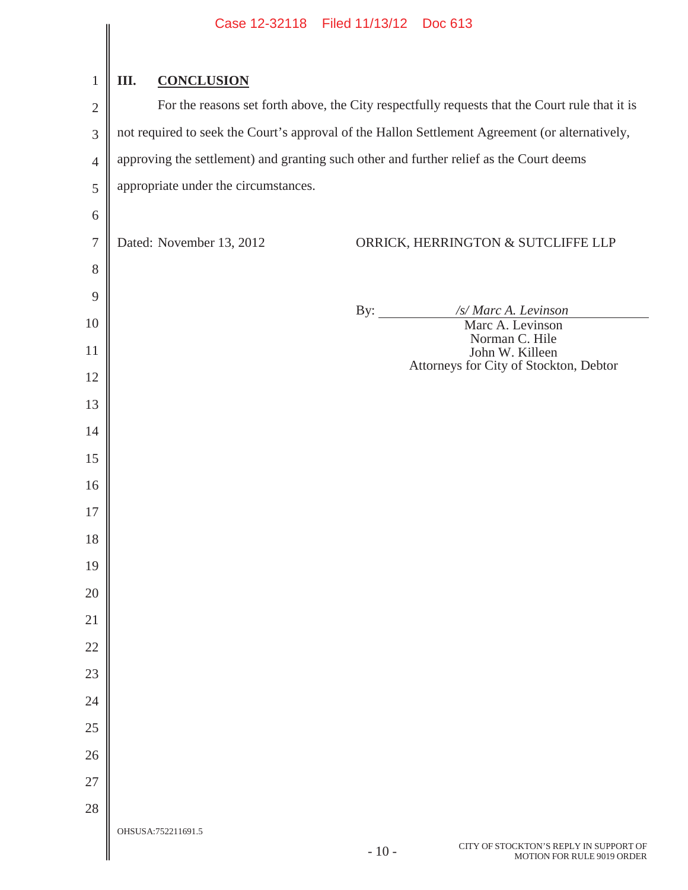## III. CONCLUSION

For the reasons set forth above, the City respectfully requests that the Court rule that it is not required to seek the Court's approval of the Hallon Settlement Agreement (or alternatively, approving the settlement) and granting such other and further relief as the Court deems appropriate under the circumstances.

Dated: November 13, 2012

ORRICK, HERRINGTON & SUTCLIFFE LLP

By: */s/ Marc A. Levinson*
Marc A. Levinson
Norman C. Hile
John W. Killeen
Attorneys for City of Stockton, Debtor

OHSUSA:752211691.5